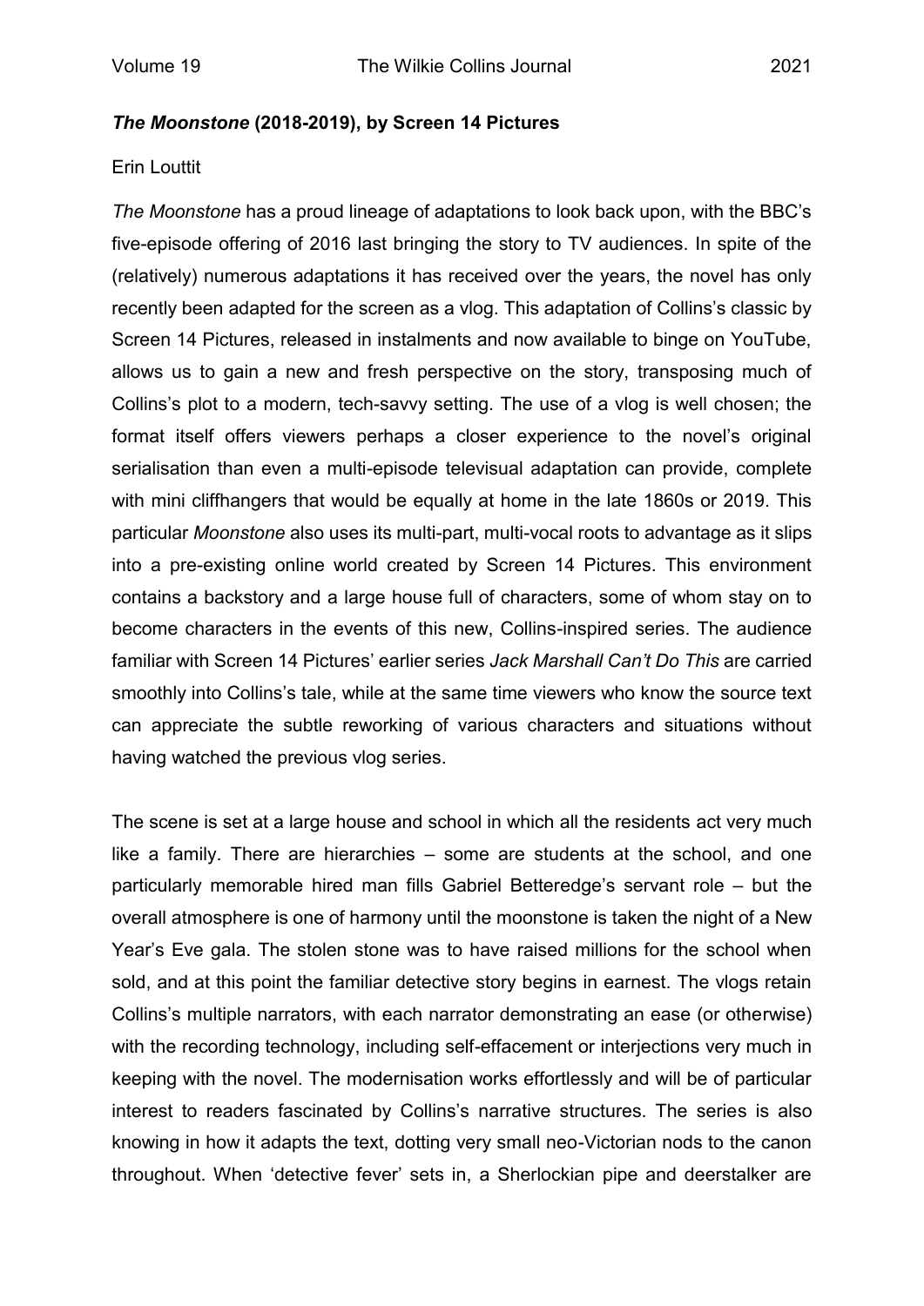## *The Moonstone* (2018-2019), by Screen 14 Pictures

Erin Louttit

*The Moonstone* has a proud lineage of adaptations to look back upon, with the BBC's five-episode offering of 2016 last bringing the story to TV audiences. In spite of the (relatively) numerous adaptations it has received over the years, the novel has only recently been adapted for the screen as a vlog. This adaptation of Collins's classic by Screen 14 Pictures, released in instalments and now available to binge on YouTube, allows us to gain a new and fresh perspective on the story, transposing much of Collins's plot to a modern, tech-savvy setting. The use of a vlog is well chosen; the format itself offers viewers perhaps a closer experience to the novel's original serialisation than even a multi-episode televisual adaptation can provide, complete with mini cliffhangers that would be equally at home in the late 1860s or 2019. This particular *Moonstone* also uses its multi-part, multi-vocal roots to advantage as it slips into a pre-existing online world created by Screen 14 Pictures. This environment contains a backstory and a large house full of characters, some of whom stay on to become characters in the events of this new, Collins-inspired series. The audience familiar with Screen 14 Pictures' earlier series *Jack Marshall Can't Do This* are carried smoothly into Collins's tale, while at the same time viewers who know the source text can appreciate the subtle reworking of various characters and situations without having watched the previous vlog series.

The scene is set at a large house and school in which all the residents act very much like a family. There are hierarchies – some are students at the school, and one particularly memorable hired man fills Gabriel Betteredge's servant role – but the overall atmosphere is one of harmony until the moonstone is taken the night of a New Year's Eve gala. The stolen stone was to have raised millions for the school when sold, and at this point the familiar detective story begins in earnest. The vlogs retain Collins's multiple narrators, with each narrator demonstrating an ease (or otherwise) with the recording technology, including self-effacement or interjections very much in keeping with the novel. The modernisation works effortlessly and will be of particular interest to readers fascinated by Collins's narrative structures. The series is also knowing in how it adapts the text, dotting very small neo-Victorian nods to the canon throughout. When 'detective fever' sets in, a Sherlockian pipe and deerstalker are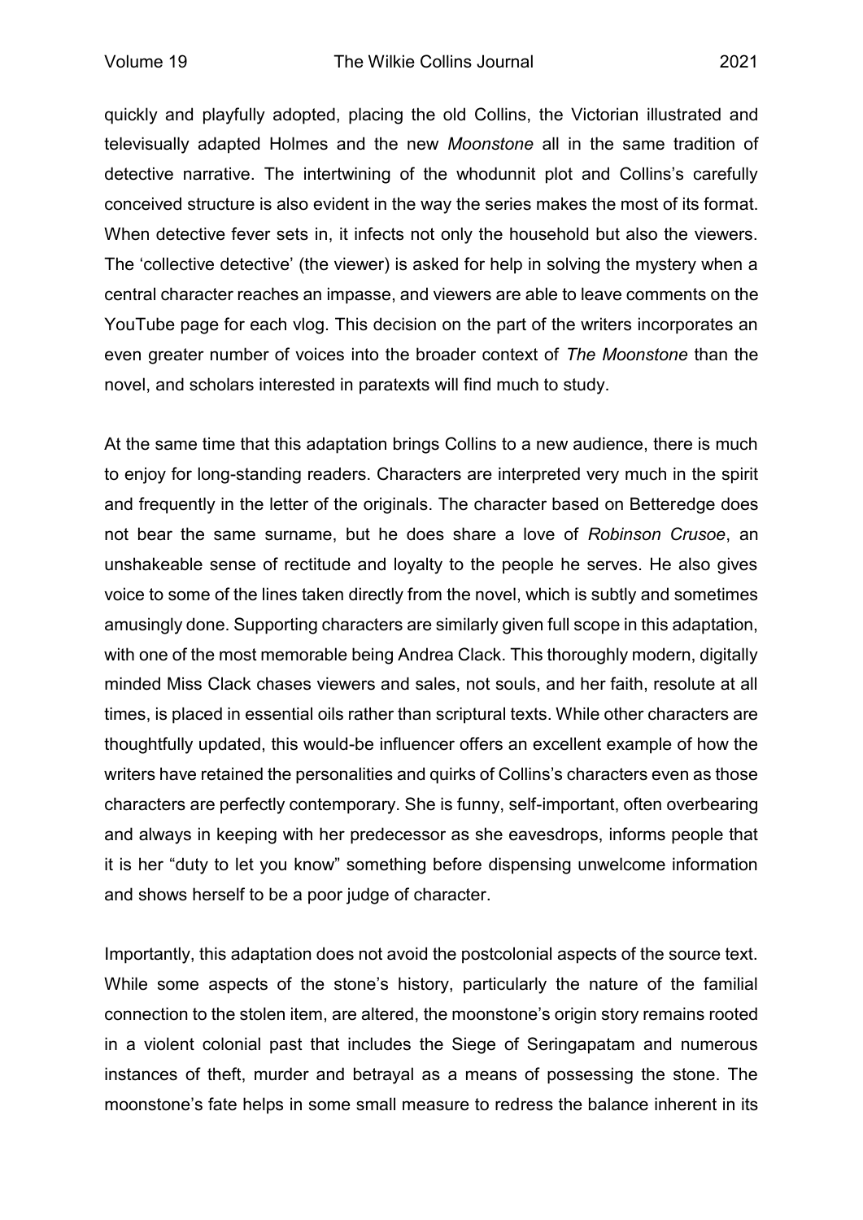quickly and playfully adopted, placing the old Collins, the Victorian illustrated and televisually adapted Holmes and the new *Moonstone* all in the same tradition of detective narrative. The intertwining of the whodunnit plot and Collins's carefully conceived structure is also evident in the way the series makes the most of its format. When detective fever sets in, it infects not only the household but also the viewers. The 'collective detective' (the viewer) is asked for help in solving the mystery when a central character reaches an impasse, and viewers are able to leave comments on the YouTube page for each vlog. This decision on the part of the writers incorporates an even greater number of voices into the broader context of *The Moonstone* than the novel, and scholars interested in paratexts will find much to study.

At the same time that this adaptation brings Collins to a new audience, there is much to enjoy for long-standing readers. Characters are interpreted very much in the spirit and frequently in the letter of the originals. The character based on Betteredge does not bear the same surname, but he does share a love of *Robinson Crusoe*, an unshakeable sense of rectitude and loyalty to the people he serves. He also gives voice to some of the lines taken directly from the novel, which is subtly and sometimes amusingly done. Supporting characters are similarly given full scope in this adaptation, with one of the most memorable being Andrea Clack. This thoroughly modern, digitally minded Miss Clack chases viewers and sales, not souls, and her faith, resolute at all times, is placed in essential oils rather than scriptural texts. While other characters are thoughtfully updated, this would-be influencer offers an excellent example of how the writers have retained the personalities and quirks of Collins's characters even as those characters are perfectly contemporary. She is funny, self-important, often overbearing and always in keeping with her predecessor as she eavesdrops, informs people that it is her "duty to let you know" something before dispensing unwelcome information and shows herself to be a poor judge of character.

Importantly, this adaptation does not avoid the postcolonial aspects of the source text. While some aspects of the stone's history, particularly the nature of the familial connection to the stolen item, are altered, the moonstone's origin story remains rooted in a violent colonial past that includes the Siege of Seringapatam and numerous instances of theft, murder and betrayal as a means of possessing the stone. The moonstone's fate helps in some small measure to redress the balance inherent in its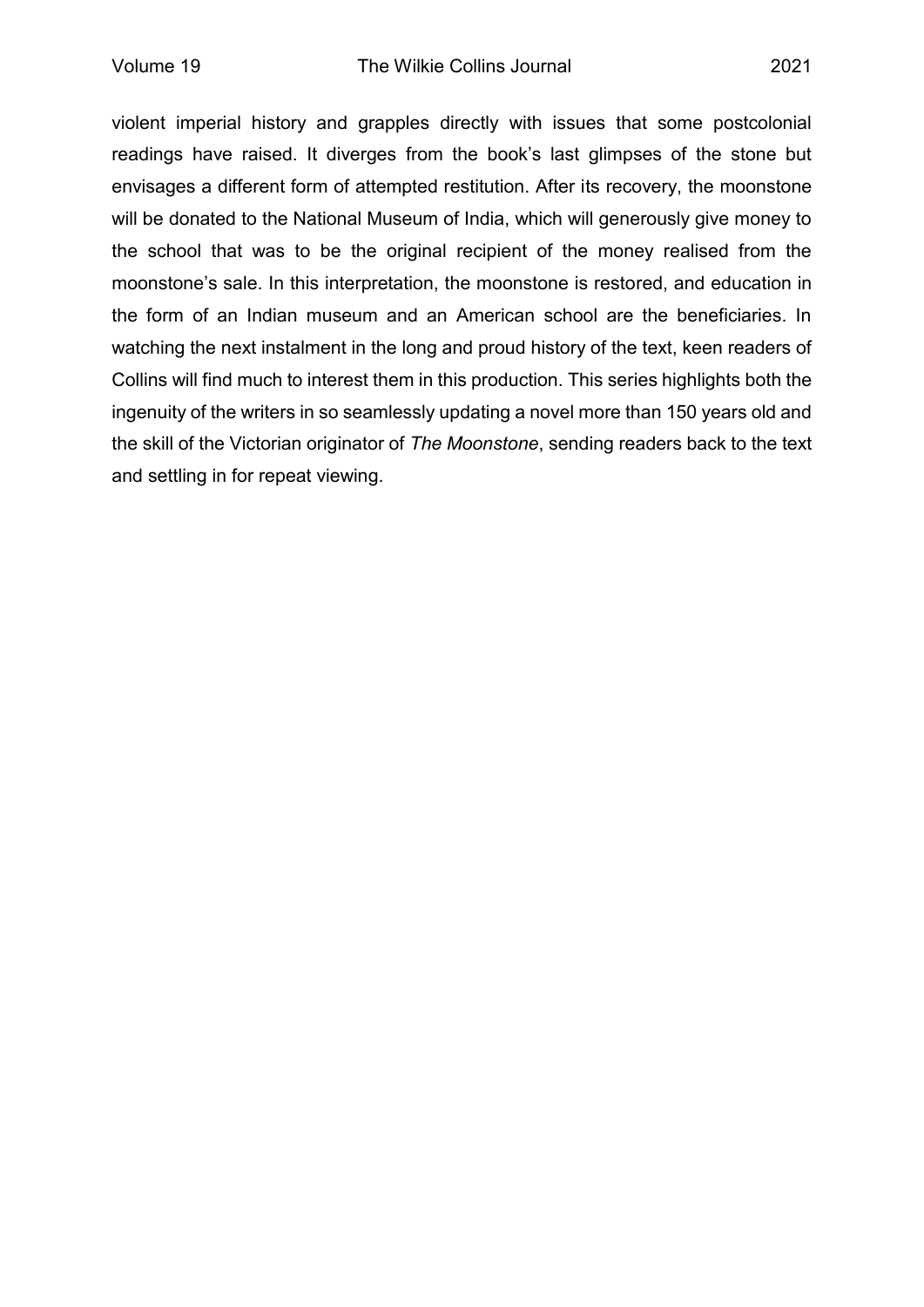violent imperial history and grapples directly with issues that some postcolonial readings have raised. It diverges from the book's last glimpses of the stone but envisages a different form of attempted restitution. After its recovery, the moonstone will be donated to the National Museum of India, which will generously give money to the school that was to be the original recipient of the money realised from the moonstone's sale. In this interpretation, the moonstone is restored, and education in the form of an Indian museum and an American school are the beneficiaries. In watching the next instalment in the long and proud history of the text, keen readers of Collins will find much to interest them in this production. This series highlights both the ingenuity of the writers in so seamlessly updating a novel more than 150 years old and the skill of the Victorian originator of *The Moonstone*, sending readers back to the text and settling in for repeat viewing.